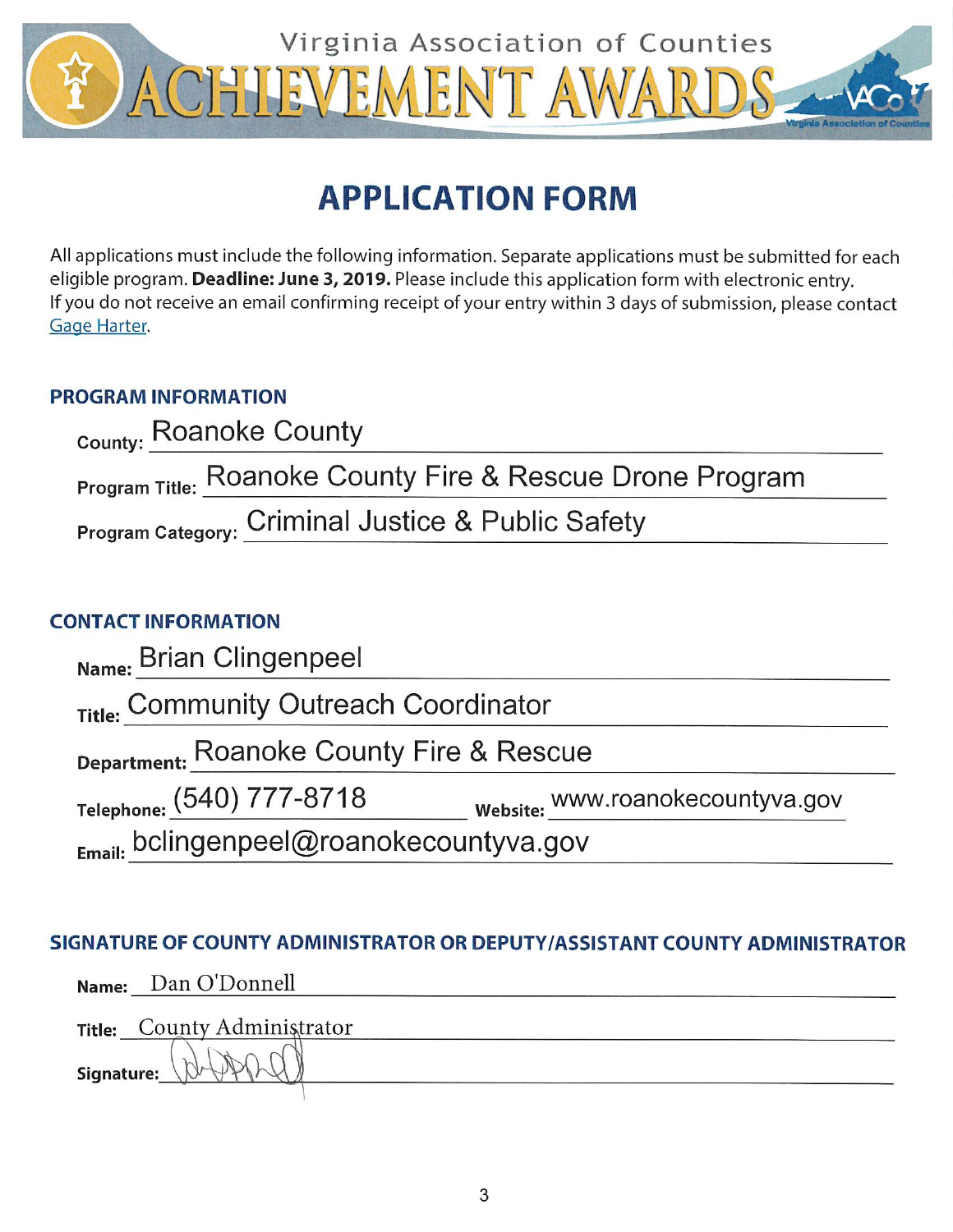Virginia Association of Counties

# ACHIEVEMENT AWARDS

## APPLICATION FORM

All applications must include the following information. Separate applications must be submitted for each eligible program. **Deadline: June 3, 2019.** Please include this application form with electronic entry. If you do not receive an email confirming receipt of your entry within 3 days of submission, please contact Gage Harter.

### PROGRAM INFORMATION

**County:** Roanoke County

**Program Title:** Roanoke County Fire & Rescue Drone Program

**Program Category:** Criminal Justice & Public Safety

### CONTACT INFORMATION

**Name:** Brian Clingenpeel

**Title:** Community Outreach Coordinator

**Department:** Roanoke County Fire & Rescue

**Telephone:** (540) 777-8718 **Website:** www.roanokecountyva.gov

**Email:** bclingenpeel@roanokecountyva.gov

### SIGNATURE OF COUNTY ADMINISTRATOR OR DEPUTY/ASSISTANT COUNTY ADMINISTRATOR

**Name:** Dan O'Donnell

**Title:** County Administrator

**Signature:**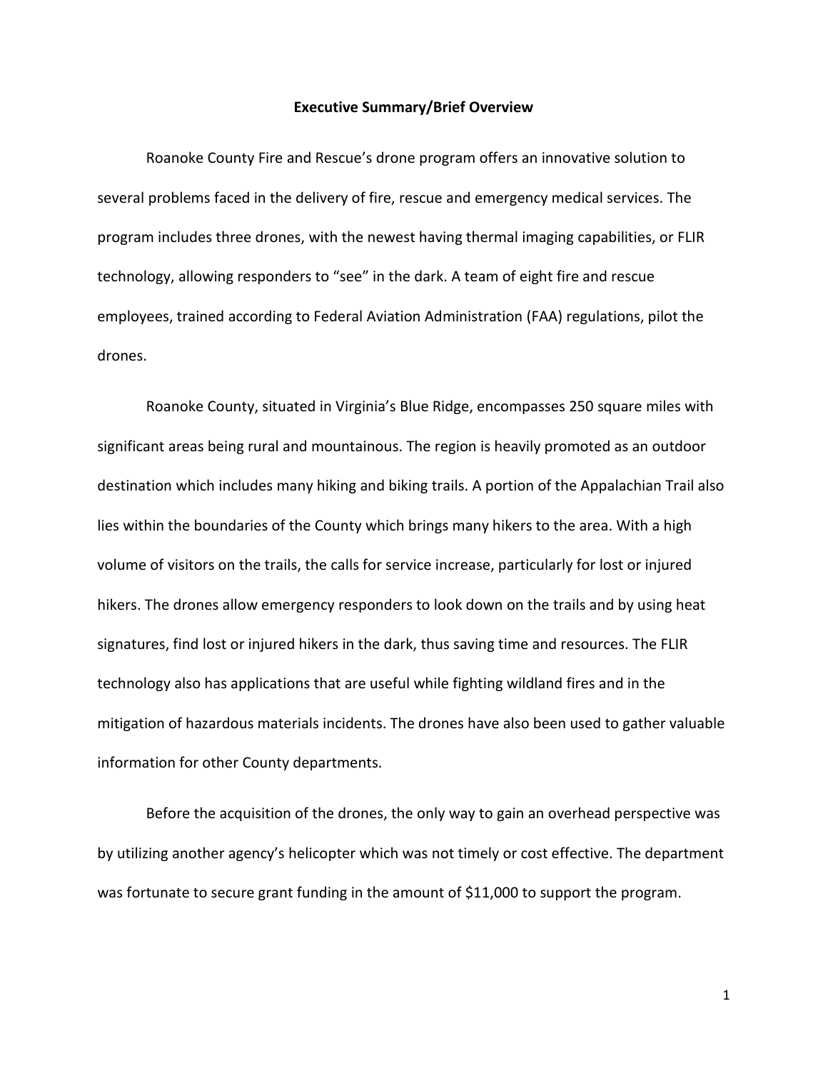**Executive Summary/Brief Overview**

Roanoke County Fire and Rescue's drone program offers an innovative solution to several problems faced in the delivery of fire, rescue and emergency medical services. The program includes three drones, with the newest having thermal imaging capabilities, or FLIR technology, allowing responders to "see" in the dark. A team of eight fire and rescue employees, trained according to Federal Aviation Administration (FAA) regulations, pilot the drones.

Roanoke County, situated in Virginia's Blue Ridge, encompasses 250 square miles with significant areas being rural and mountainous. The region is heavily promoted as an outdoor destination which includes many hiking and biking trails. A portion of the Appalachian Trail also lies within the boundaries of the County which brings many hikers to the area. With a high volume of visitors on the trails, the calls for service increase, particularly for lost or injured hikers. The drones allow emergency responders to look down on the trails and by using heat signatures, find lost or injured hikers in the dark, thus saving time and resources. The FLIR technology also has applications that are useful while fighting wildland fires and in the mitigation of hazardous materials incidents. The drones have also been used to gather valuable information for other County departments.

Before the acquisition of the drones, the only way to gain an overhead perspective was by utilizing another agency's helicopter which was not timely or cost effective. The department was fortunate to secure grant funding in the amount of $11,000 to support the program.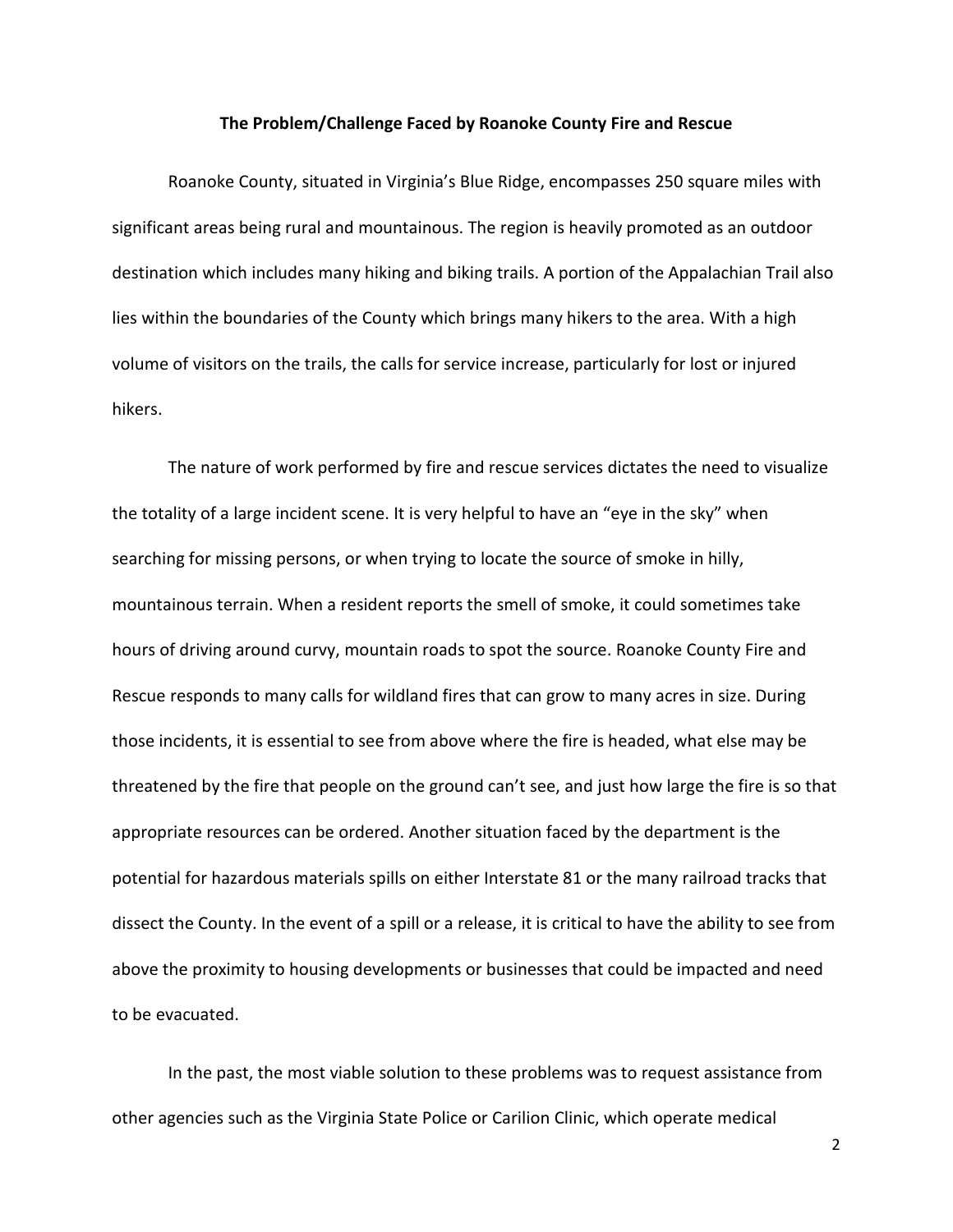**The Problem/Challenge Faced by Roanoke County Fire and Rescue**

Roanoke County, situated in Virginia's Blue Ridge, encompasses 250 square miles with significant areas being rural and mountainous. The region is heavily promoted as an outdoor destination which includes many hiking and biking trails. A portion of the Appalachian Trail also lies within the boundaries of the County which brings many hikers to the area. With a high volume of visitors on the trails, the calls for service increase, particularly for lost or injured hikers.

The nature of work performed by fire and rescue services dictates the need to visualize the totality of a large incident scene. It is very helpful to have an "eye in the sky" when searching for missing persons, or when trying to locate the source of smoke in hilly, mountainous terrain. When a resident reports the smell of smoke, it could sometimes take hours of driving around curvy, mountain roads to spot the source. Roanoke County Fire and Rescue responds to many calls for wildland fires that can grow to many acres in size. During those incidents, it is essential to see from above where the fire is headed, what else may be threatened by the fire that people on the ground can't see, and just how large the fire is so that appropriate resources can be ordered. Another situation faced by the department is the potential for hazardous materials spills on either Interstate 81 or the many railroad tracks that dissect the County. In the event of a spill or a release, it is critical to have the ability to see from above the proximity to housing developments or businesses that could be impacted and need to be evacuated.

In the past, the most viable solution to these problems was to request assistance from other agencies such as the Virginia State Police or Carilion Clinic, which operate medical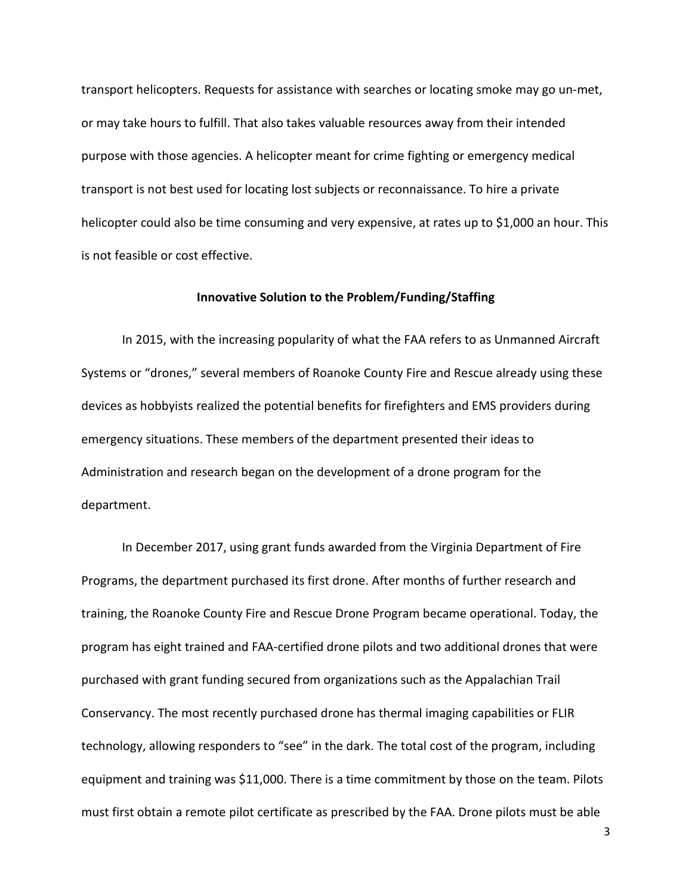transport helicopters. Requests for assistance with searches or locating smoke may go un-met, or may take hours to fulfill. That also takes valuable resources away from their intended purpose with those agencies. A helicopter meant for crime fighting or emergency medical transport is not best used for locating lost subjects or reconnaissance. To hire a private helicopter could also be time consuming and very expensive, at rates up to $1,000 an hour. This is not feasible or cost effective.

## Innovative Solution to the Problem/Funding/Staffing

In 2015, with the increasing popularity of what the FAA refers to as Unmanned Aircraft Systems or "drones," several members of Roanoke County Fire and Rescue already using these devices as hobbyists realized the potential benefits for firefighters and EMS providers during emergency situations. These members of the department presented their ideas to Administration and research began on the development of a drone program for the department.

In December 2017, using grant funds awarded from the Virginia Department of Fire Programs, the department purchased its first drone. After months of further research and training, the Roanoke County Fire and Rescue Drone Program became operational. Today, the program has eight trained and FAA-certified drone pilots and two additional drones that were purchased with grant funding secured from organizations such as the Appalachian Trail Conservancy. The most recently purchased drone has thermal imaging capabilities or FLIR technology, allowing responders to "see" in the dark. The total cost of the program, including equipment and training was $11,000. There is a time commitment by those on the team. Pilots must first obtain a remote pilot certificate as prescribed by the FAA. Drone pilots must be able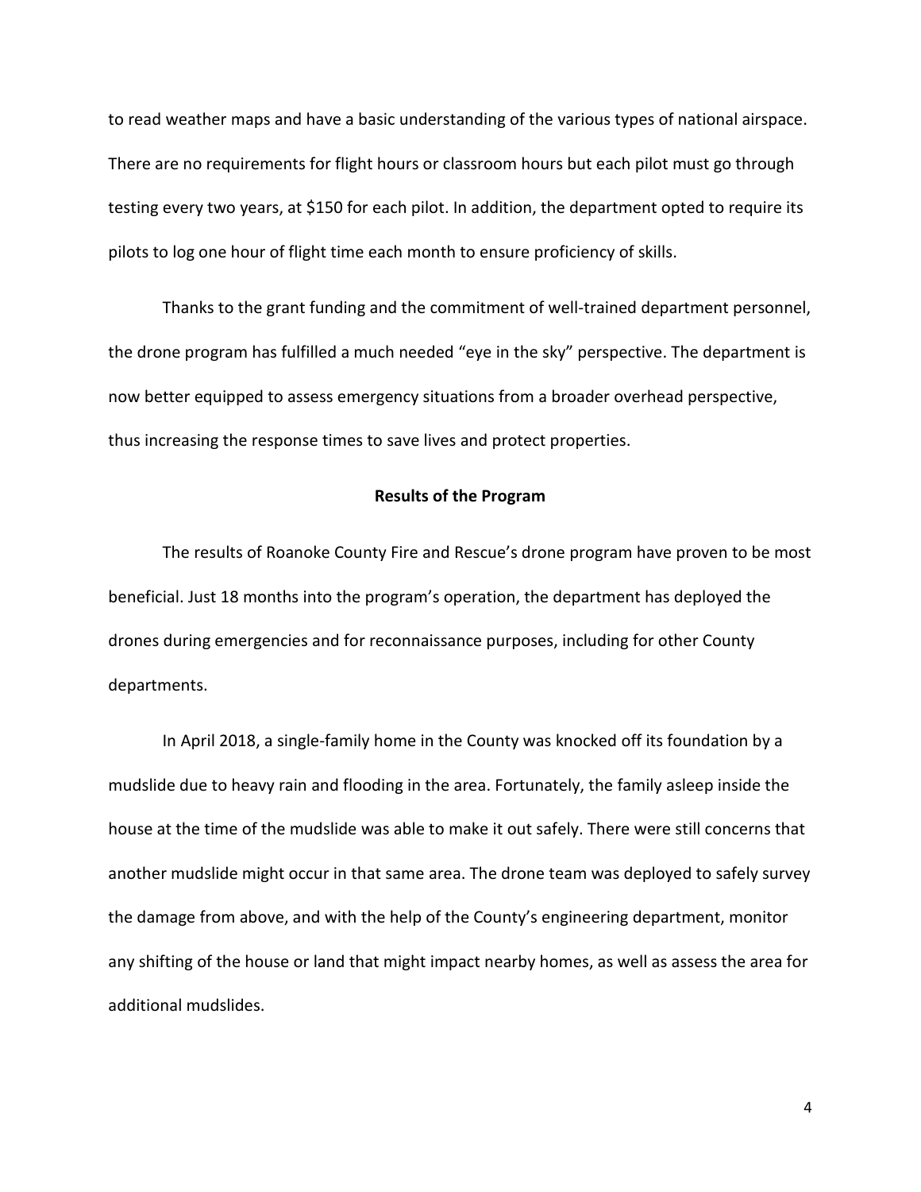to read weather maps and have a basic understanding of the various types of national airspace. There are no requirements for flight hours or classroom hours but each pilot must go through testing every two years, at $150 for each pilot. In addition, the department opted to require its pilots to log one hour of flight time each month to ensure proficiency of skills.

Thanks to the grant funding and the commitment of well-trained department personnel, the drone program has fulfilled a much needed "eye in the sky" perspective. The department is now better equipped to assess emergency situations from a broader overhead perspective, thus increasing the response times to save lives and protect properties.

**Results of the Program**

The results of Roanoke County Fire and Rescue's drone program have proven to be most beneficial. Just 18 months into the program's operation, the department has deployed the drones during emergencies and for reconnaissance purposes, including for other County departments.

In April 2018, a single-family home in the County was knocked off its foundation by a mudslide due to heavy rain and flooding in the area. Fortunately, the family asleep inside the house at the time of the mudslide was able to make it out safely. There were still concerns that another mudslide might occur in that same area. The drone team was deployed to safely survey the damage from above, and with the help of the County's engineering department, monitor any shifting of the house or land that might impact nearby homes, as well as assess the area for additional mudslides.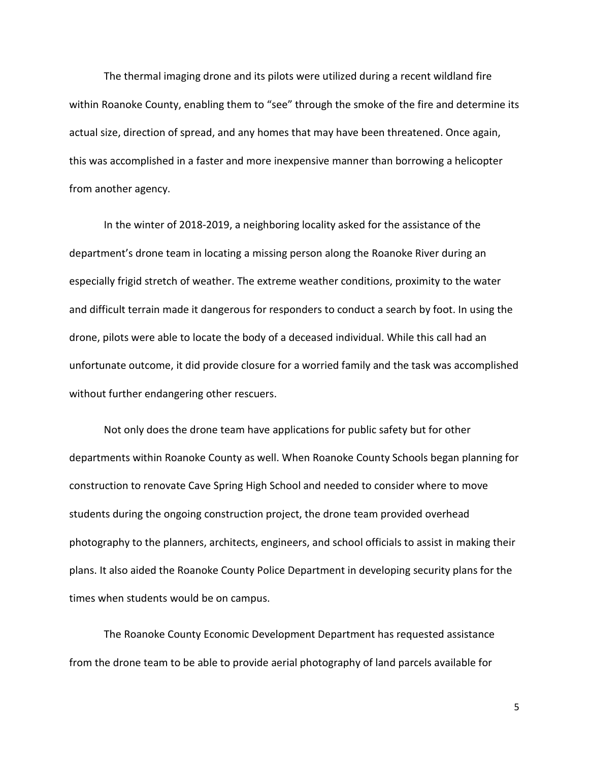The thermal imaging drone and its pilots were utilized during a recent wildland fire within Roanoke County, enabling them to "see" through the smoke of the fire and determine its actual size, direction of spread, and any homes that may have been threatened. Once again, this was accomplished in a faster and more inexpensive manner than borrowing a helicopter from another agency.

In the winter of 2018-2019, a neighboring locality asked for the assistance of the department's drone team in locating a missing person along the Roanoke River during an especially frigid stretch of weather. The extreme weather conditions, proximity to the water and difficult terrain made it dangerous for responders to conduct a search by foot. In using the drone, pilots were able to locate the body of a deceased individual. While this call had an unfortunate outcome, it did provide closure for a worried family and the task was accomplished without further endangering other rescuers.

Not only does the drone team have applications for public safety but for other departments within Roanoke County as well. When Roanoke County Schools began planning for construction to renovate Cave Spring High School and needed to consider where to move students during the ongoing construction project, the drone team provided overhead photography to the planners, architects, engineers, and school officials to assist in making their plans. It also aided the Roanoke County Police Department in developing security plans for the times when students would be on campus.

The Roanoke County Economic Development Department has requested assistance from the drone team to be able to provide aerial photography of land parcels available for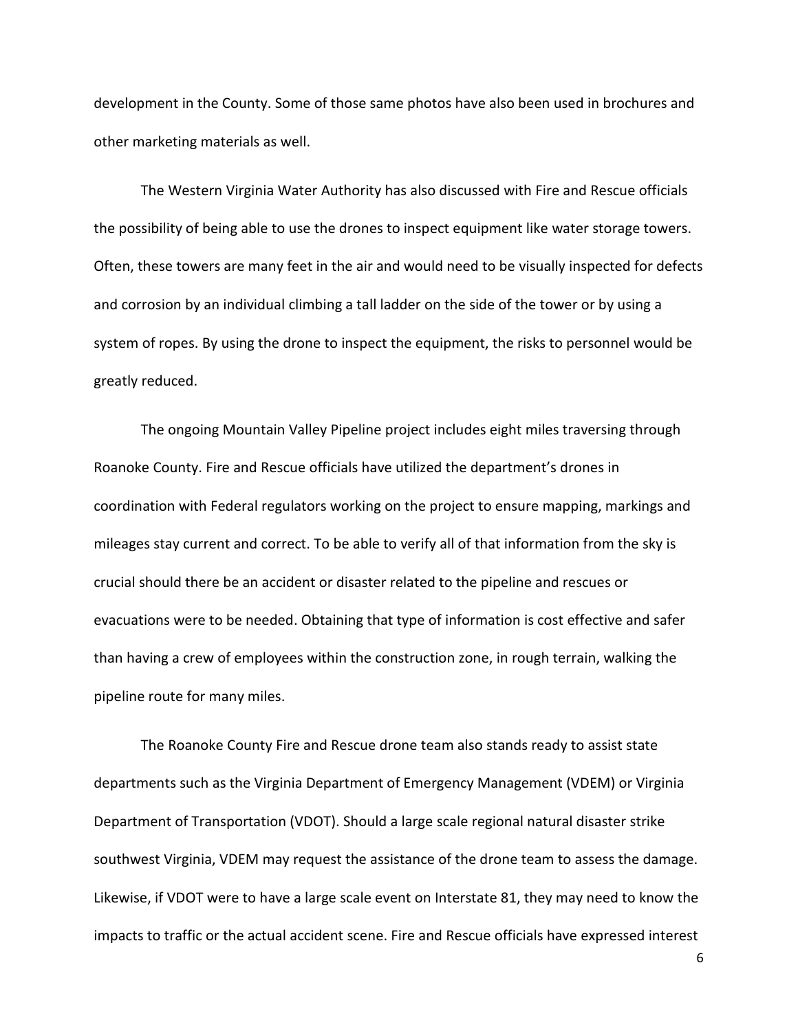development in the County. Some of those same photos have also been used in brochures and other marketing materials as well.

The Western Virginia Water Authority has also discussed with Fire and Rescue officials the possibility of being able to use the drones to inspect equipment like water storage towers. Often, these towers are many feet in the air and would need to be visually inspected for defects and corrosion by an individual climbing a tall ladder on the side of the tower or by using a system of ropes. By using the drone to inspect the equipment, the risks to personnel would be greatly reduced.

The ongoing Mountain Valley Pipeline project includes eight miles traversing through Roanoke County. Fire and Rescue officials have utilized the department's drones in coordination with Federal regulators working on the project to ensure mapping, markings and mileages stay current and correct. To be able to verify all of that information from the sky is crucial should there be an accident or disaster related to the pipeline and rescues or evacuations were to be needed. Obtaining that type of information is cost effective and safer than having a crew of employees within the construction zone, in rough terrain, walking the pipeline route for many miles.

The Roanoke County Fire and Rescue drone team also stands ready to assist state departments such as the Virginia Department of Emergency Management (VDEM) or Virginia Department of Transportation (VDOT). Should a large scale regional natural disaster strike southwest Virginia, VDEM may request the assistance of the drone team to assess the damage. Likewise, if VDOT were to have a large scale event on Interstate 81, they may need to know the impacts to traffic or the actual accident scene. Fire and Rescue officials have expressed interest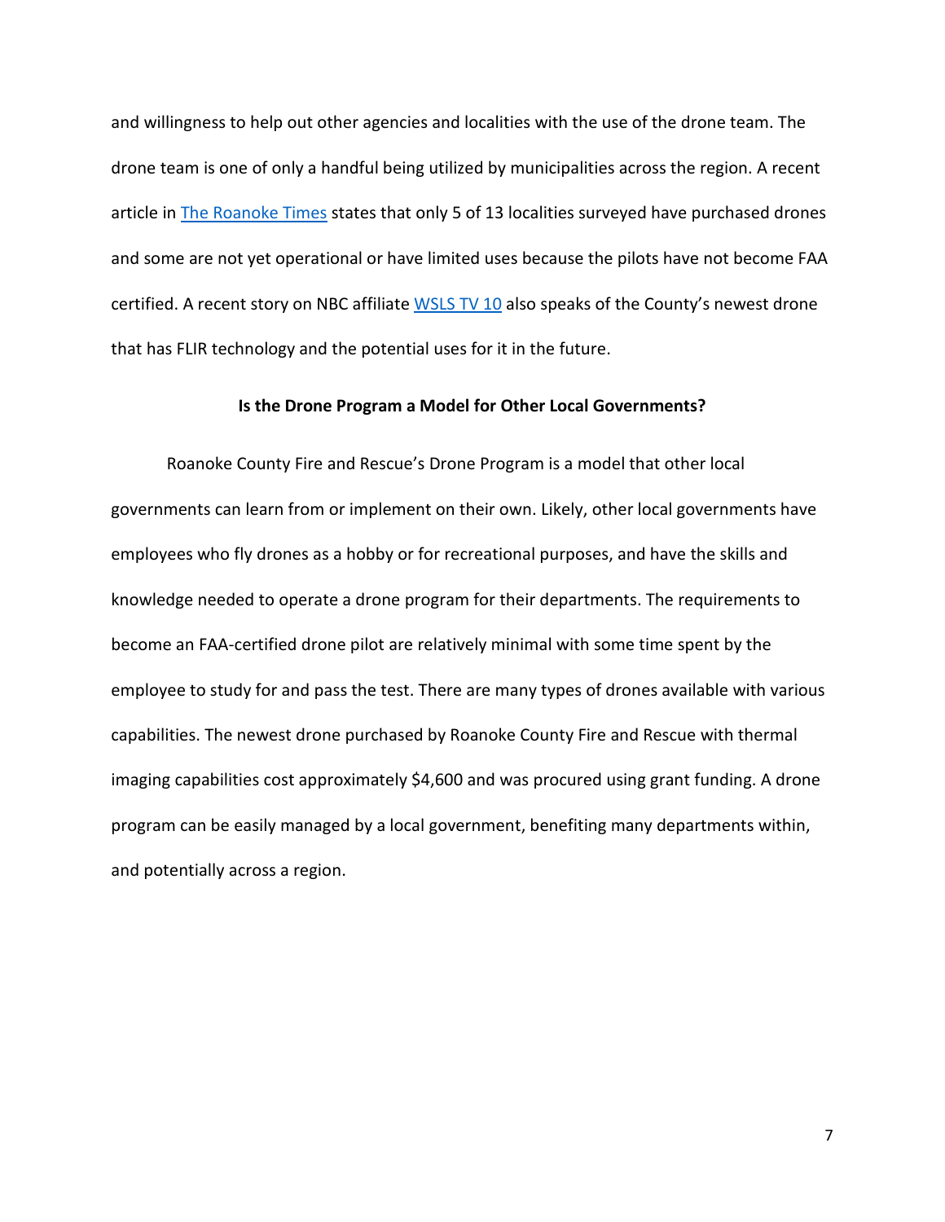and willingness to help out other agencies and localities with the use of the drone team. The drone team is one of only a handful being utilized by municipalities across the region. A recent article in The Roanoke Times states that only 5 of 13 localities surveyed have purchased drones and some are not yet operational or have limited uses because the pilots have not become FAA certified. A recent story on NBC affiliate WSLS TV 10 also speaks of the County's newest drone that has FLIR technology and the potential uses for it in the future.

**Is the Drone Program a Model for Other Local Governments?**

Roanoke County Fire and Rescue's Drone Program is a model that other local governments can learn from or implement on their own. Likely, other local governments have employees who fly drones as a hobby or for recreational purposes, and have the skills and knowledge needed to operate a drone program for their departments. The requirements to become an FAA-certified drone pilot are relatively minimal with some time spent by the employee to study for and pass the test. There are many types of drones available with various capabilities. The newest drone purchased by Roanoke County Fire and Rescue with thermal imaging capabilities cost approximately $4,600 and was procured using grant funding. A drone program can be easily managed by a local government, benefiting many departments within, and potentially across a region.